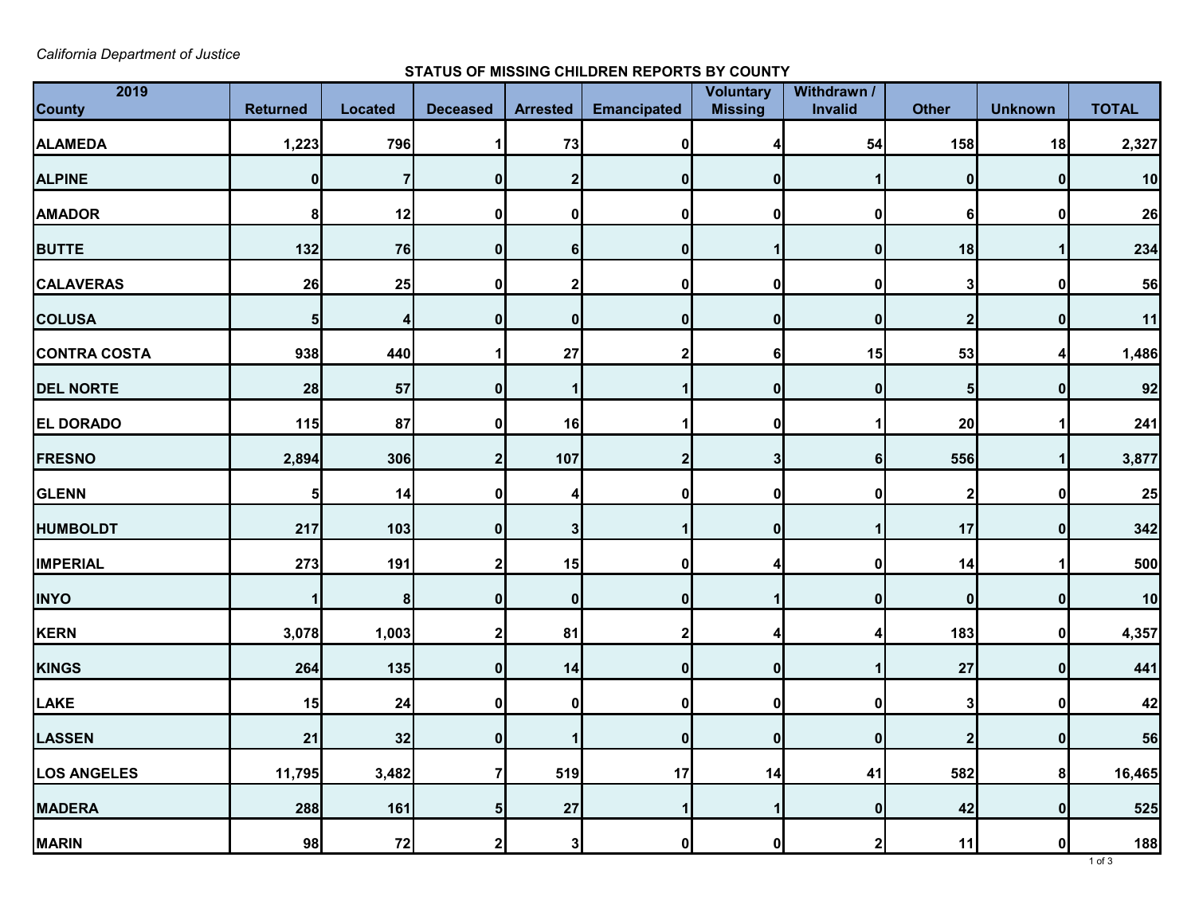*California Department of Justice*

**STATUS OF MISSING CHILDREN REPORTS BY COUNTY**

| 2019 County | Returned | Located | Deceased | Arrested | Emancipated | Voluntary Missing | Withdrawn / Invalid | Other | Unknown | TOTAL |
|---|---|---|---|---|---|---|---|---|---|---|
| ALAMEDA | 1,223 | 796 | 1 | 73 | 0 | 4 | 54 | 158 | 18 | 2,327 |
| ALPINE | 0 | 7 | 0 | 2 | 0 | 0 | 1 | 0 | 0 | 10 |
| AMADOR | 8 | 12 | 0 | 0 | 0 | 0 | 0 | 6 | 0 | 26 |
| BUTTE | 132 | 76 | 0 | 6 | 0 | 1 | 0 | 18 | 1 | 234 |
| CALAVERAS | 26 | 25 | 0 | 2 | 0 | 0 | 0 | 3 | 0 | 56 |
| COLUSA | 5 | 4 | 0 | 0 | 0 | 0 | 0 | 2 | 0 | 11 |
| CONTRA COSTA | 938 | 440 | 1 | 27 | 2 | 6 | 15 | 53 | 4 | 1,486 |
| DEL NORTE | 28 | 57 | 0 | 1 | 1 | 0 | 0 | 5 | 0 | 92 |
| EL DORADO | 115 | 87 | 0 | 16 | 1 | 0 | 1 | 20 | 1 | 241 |
| FRESNO | 2,894 | 306 | 2 | 107 | 2 | 3 | 6 | 556 | 1 | 3,877 |
| GLENN | 5 | 14 | 0 | 4 | 0 | 0 | 0 | 2 | 0 | 25 |
| HUMBOLDT | 217 | 103 | 0 | 3 | 1 | 0 | 1 | 17 | 0 | 342 |
| IMPERIAL | 273 | 191 | 2 | 15 | 0 | 4 | 0 | 14 | 1 | 500 |
| INYO | 1 | 8 | 0 | 0 | 0 | 1 | 0 | 0 | 0 | 10 |
| KERN | 3,078 | 1,003 | 2 | 81 | 2 | 4 | 4 | 183 | 0 | 4,357 |
| KINGS | 264 | 135 | 0 | 14 | 0 | 0 | 1 | 27 | 0 | 441 |
| LAKE | 15 | 24 | 0 | 0 | 0 | 0 | 0 | 3 | 0 | 42 |
| LASSEN | 21 | 32 | 0 | 1 | 0 | 0 | 0 | 2 | 0 | 56 |
| LOS ANGELES | 11,795 | 3,482 | 7 | 519 | 17 | 14 | 41 | 582 | 8 | 16,465 |
| MADERA | 288 | 161 | 5 | 27 | 1 | 1 | 0 | 42 | 0 | 525 |
| MARIN | 98 | 72 | 2 | 3 | 0 | 0 | 2 | 11 | 0 | 188 |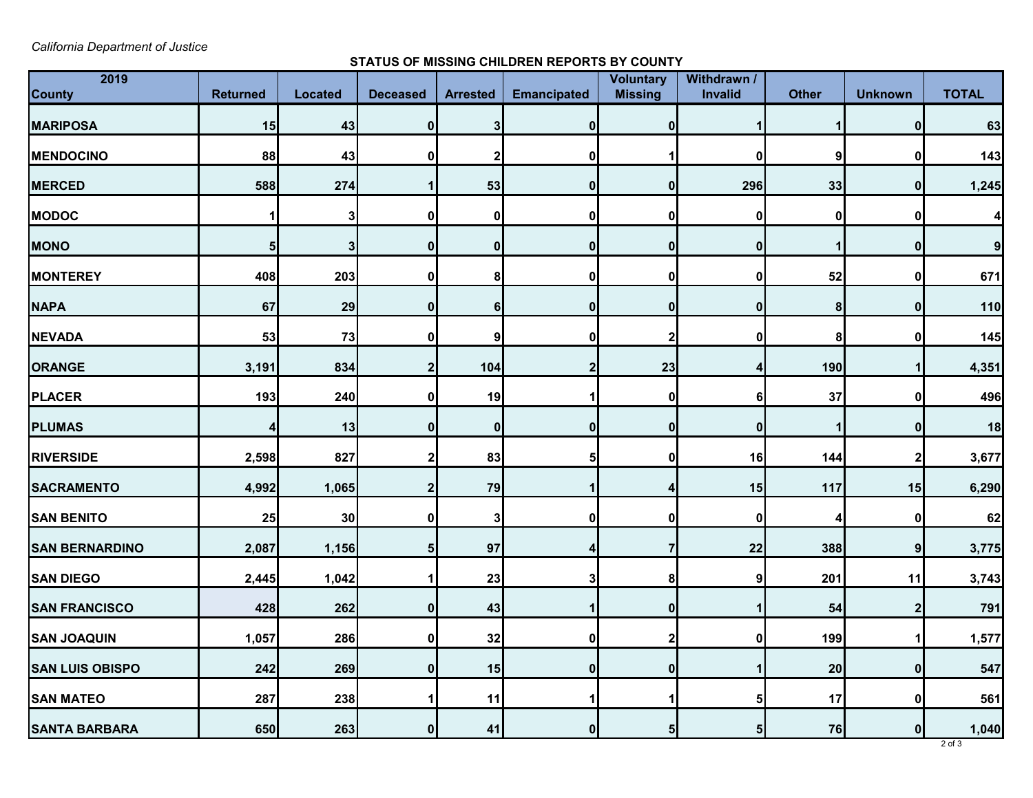*California Department of Justice*

**STATUS OF MISSING CHILDREN REPORTS BY COUNTY**

| 2019 County | Returned | Located | Deceased | Arrested | Emancipated | Voluntary Missing | Withdrawn / Invalid | Other | Unknown | TOTAL |
|---|---|---|---|---|---|---|---|---|---|---|
| MARIPOSA | 15 | 43 | 0 | 3 | 0 | 0 | 1 | 1 | 0 | 63 |
| MENDOCINO | 88 | 43 | 0 | 2 | 0 | 1 | 0 | 9 | 0 | 143 |
| MERCED | 588 | 274 | 1 | 53 | 0 | 0 | 296 | 33 | 0 | 1,245 |
| MODOC | 1 | 3 | 0 | 0 | 0 | 0 | 0 | 0 | 0 | 4 |
| MONO | 5 | 3 | 0 | 0 | 0 | 0 | 0 | 1 | 0 | 9 |
| MONTEREY | 408 | 203 | 0 | 8 | 0 | 0 | 0 | 52 | 0 | 671 |
| NAPA | 67 | 29 | 0 | 6 | 0 | 0 | 0 | 8 | 0 | 110 |
| NEVADA | 53 | 73 | 0 | 9 | 0 | 2 | 0 | 8 | 0 | 145 |
| ORANGE | 3,191 | 834 | 2 | 104 | 2 | 23 | 4 | 190 | 1 | 4,351 |
| PLACER | 193 | 240 | 0 | 19 | 1 | 0 | 6 | 37 | 0 | 496 |
| PLUMAS | 4 | 13 | 0 | 0 | 0 | 0 | 0 | 1 | 0 | 18 |
| RIVERSIDE | 2,598 | 827 | 2 | 83 | 5 | 0 | 16 | 144 | 2 | 3,677 |
| SACRAMENTO | 4,992 | 1,065 | 2 | 79 | 1 | 4 | 15 | 117 | 15 | 6,290 |
| SAN BENITO | 25 | 30 | 0 | 3 | 0 | 0 | 0 | 4 | 0 | 62 |
| SAN BERNARDINO | 2,087 | 1,156 | 5 | 97 | 4 | 7 | 22 | 388 | 9 | 3,775 |
| SAN DIEGO | 2,445 | 1,042 | 1 | 23 | 3 | 8 | 9 | 201 | 11 | 3,743 |
| SAN FRANCISCO | 428 | 262 | 0 | 43 | 1 | 0 | 1 | 54 | 2 | 791 |
| SAN JOAQUIN | 1,057 | 286 | 0 | 32 | 0 | 2 | 0 | 199 | 1 | 1,577 |
| SAN LUIS OBISPO | 242 | 269 | 0 | 15 | 0 | 0 | 1 | 20 | 0 | 547 |
| SAN MATEO | 287 | 238 | 1 | 11 | 1 | 1 | 5 | 17 | 0 | 561 |
| SANTA BARBARA | 650 | 263 | 0 | 41 | 0 | 5 | 5 | 76 | 0 | 1,040 |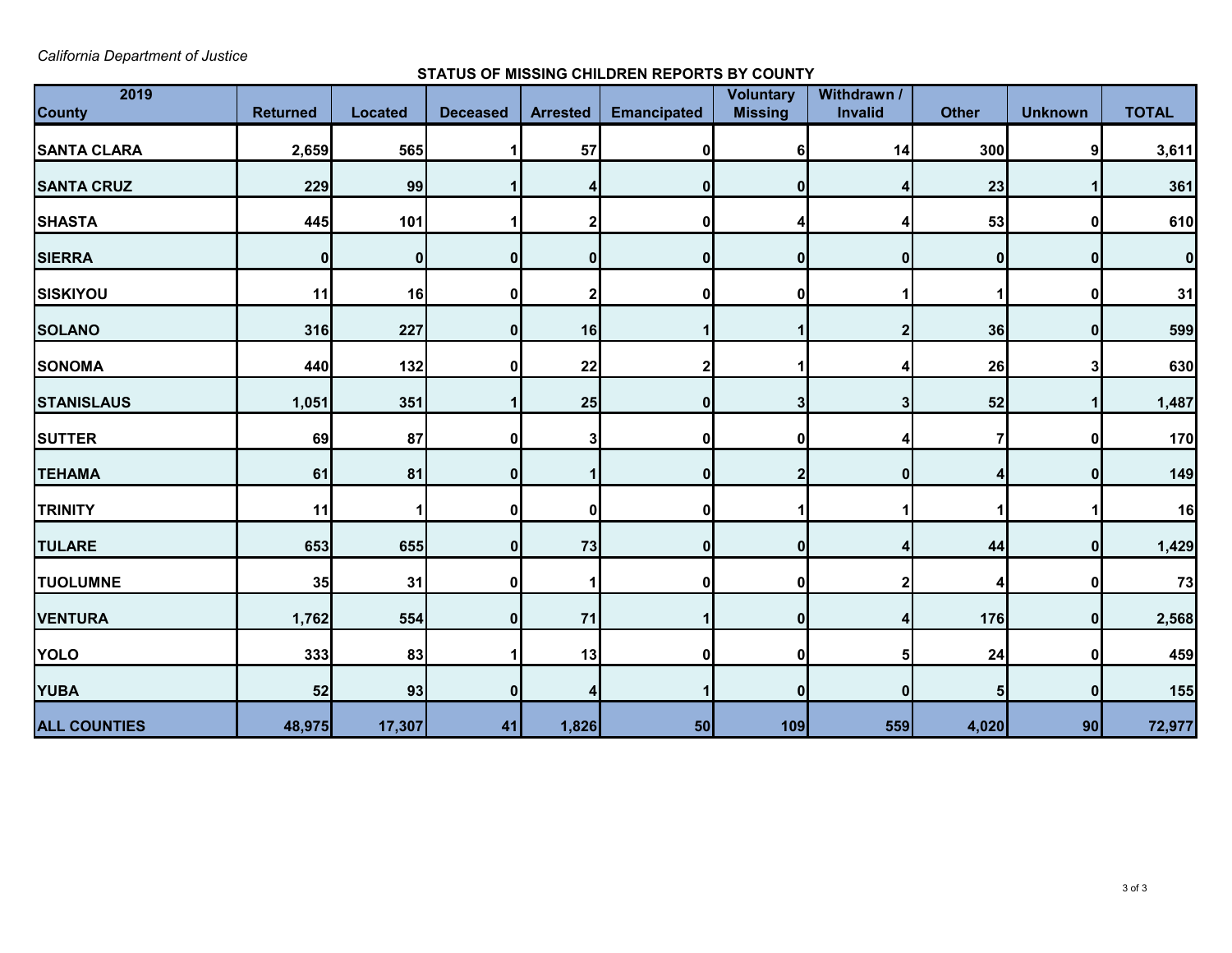*California Department of Justice*

**STATUS OF MISSING CHILDREN REPORTS BY COUNTY**

| 2019 County | Returned | Located | Deceased | Arrested | Emancipated | Voluntary Missing | Withdrawn / Invalid | Other | Unknown | TOTAL |
|---|---|---|---|---|---|---|---|---|---|---|
| SANTA CLARA | 2,659 | 565 | 1 | 57 | 0 | 6 | 14 | 300 | 9 | 3,611 |
| SANTA CRUZ | 229 | 99 | 1 | 4 | 0 | 0 | 4 | 23 | 1 | 361 |
| SHASTA | 445 | 101 | 1 | 2 | 0 | 4 | 4 | 53 | 0 | 610 |
| SIERRA | 0 | 0 | 0 | 0 | 0 | 0 | 0 | 0 | 0 | 0 |
| SISKIYOU | 11 | 16 | 0 | 2 | 0 | 0 | 1 | 1 | 0 | 31 |
| SOLANO | 316 | 227 | 0 | 16 | 1 | 1 | 2 | 36 | 0 | 599 |
| SONOMA | 440 | 132 | 0 | 22 | 2 | 1 | 4 | 26 | 3 | 630 |
| STANISLAUS | 1,051 | 351 | 1 | 25 | 0 | 3 | 3 | 52 | 1 | 1,487 |
| SUTTER | 69 | 87 | 0 | 3 | 0 | 0 | 4 | 7 | 0 | 170 |
| TEHAMA | 61 | 81 | 0 | 1 | 0 | 2 | 0 | 4 | 0 | 149 |
| TRINITY | 11 | 1 | 0 | 0 | 0 | 1 | 1 | 1 | 1 | 16 |
| TULARE | 653 | 655 | 0 | 73 | 0 | 0 | 4 | 44 | 0 | 1,429 |
| TUOLUMNE | 35 | 31 | 0 | 1 | 0 | 0 | 2 | 4 | 0 | 73 |
| VENTURA | 1,762 | 554 | 0 | 71 | 1 | 0 | 4 | 176 | 0 | 2,568 |
| YOLO | 333 | 83 | 1 | 13 | 0 | 0 | 5 | 24 | 0 | 459 |
| YUBA | 52 | 93 | 0 | 4 | 1 | 0 | 0 | 5 | 0 | 155 |
| ALL COUNTIES | 48,975 | 17,307 | 41 | 1,826 | 50 | 109 | 559 | 4,020 | 90 | 72,977 |